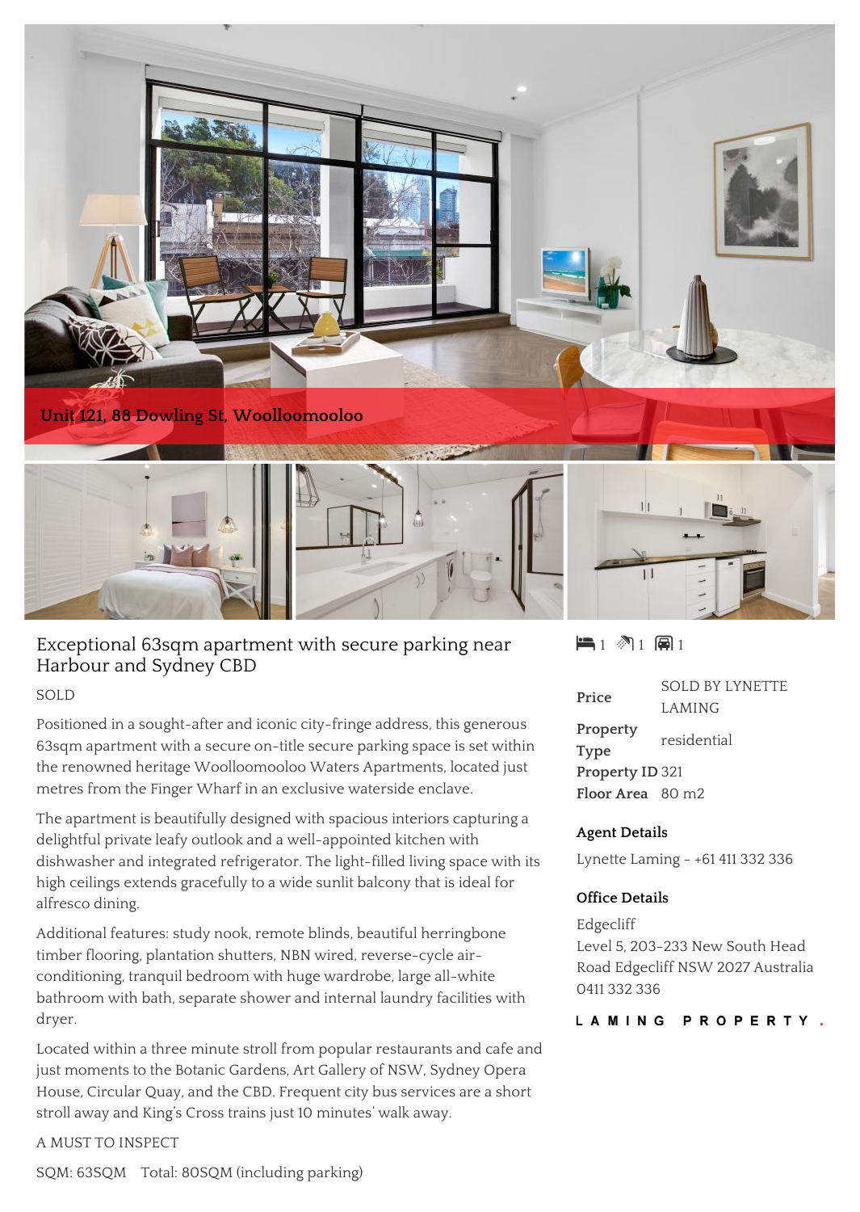Unit 121, 88 Dowling St, Woolloomooloo

# Exceptional 63sqm apartment with secure parking near Harbour and Sydney CBD

SOLD

Positioned in a sought-after and iconic city-fringe address, this generous 63sqm apartment with a secure on-title secure parking space is set within the renowned heritage Woolloomooloo Waters Apartments, located just metres from the Finger Wharf in an exclusive waterside enclave.

The apartment is beautifully designed with spacious interiors capturing a delightful private leafy outlook and a well-appointed kitchen with dishwasher and integrated refrigerator. The light-filled living space with its high ceilings extends gracefully to a wide sunlit balcony that is ideal for alfresco dining.

Additional features: study nook, remote blinds, beautiful herringbone timber flooring, plantation shutters, NBN wired, reverse-cycle air-conditioning, tranquil bedroom with huge wardrobe, large all-white bathroom with bath, separate shower and internal laundry facilities with dryer.

Located within a three minute stroll from popular restaurants and cafe and just moments to the Botanic Gardens, Art Gallery of NSW, Sydney Opera House, Circular Quay, and the CBD. Frequent city bus services are a short stroll away and King's Cross trains just 10 minutes' walk away.

A MUST TO INSPECT

SQM: 63SQM Total: 80SQM (including parking)

1 1 1

| | |
|---|---|
| **Price** | SOLD BY LYNETTE LAMING |
| **Property Type** | residential |
| **Property ID** | 321 |
| **Floor Area** | 80 m2 |

### Agent Details

Lynette Laming - +61 411 332 336

### Office Details

Edgecliff
Level 5, 203-233 New South Head Road Edgecliff NSW 2027 Australia
0411 332 336

LAMING PROPERTY.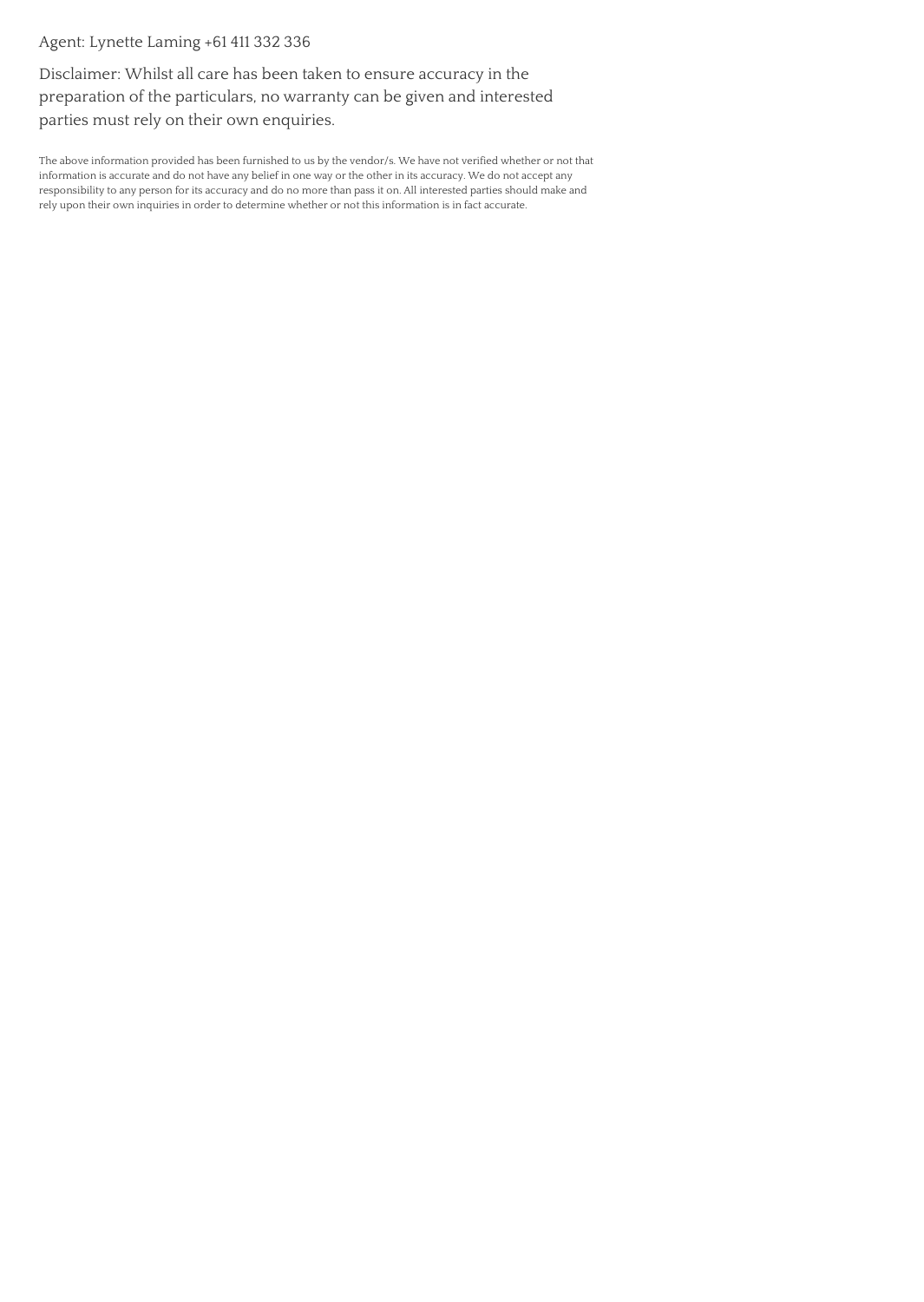Agent: Lynette Laming +61 411 332 336

Disclaimer: Whilst all care has been taken to ensure accuracy in the preparation of the particulars, no warranty can be given and interested parties must rely on their own enquiries.

The above information provided has been furnished to us by the vendor/s. We have not verified whether or not that information is accurate and do not have any belief in one way or the other in its accuracy. We do not accept any responsibility to any person for its accuracy and do no more than pass it on. All interested parties should make and rely upon their own inquiries in order to determine whether or not this information is in fact accurate.